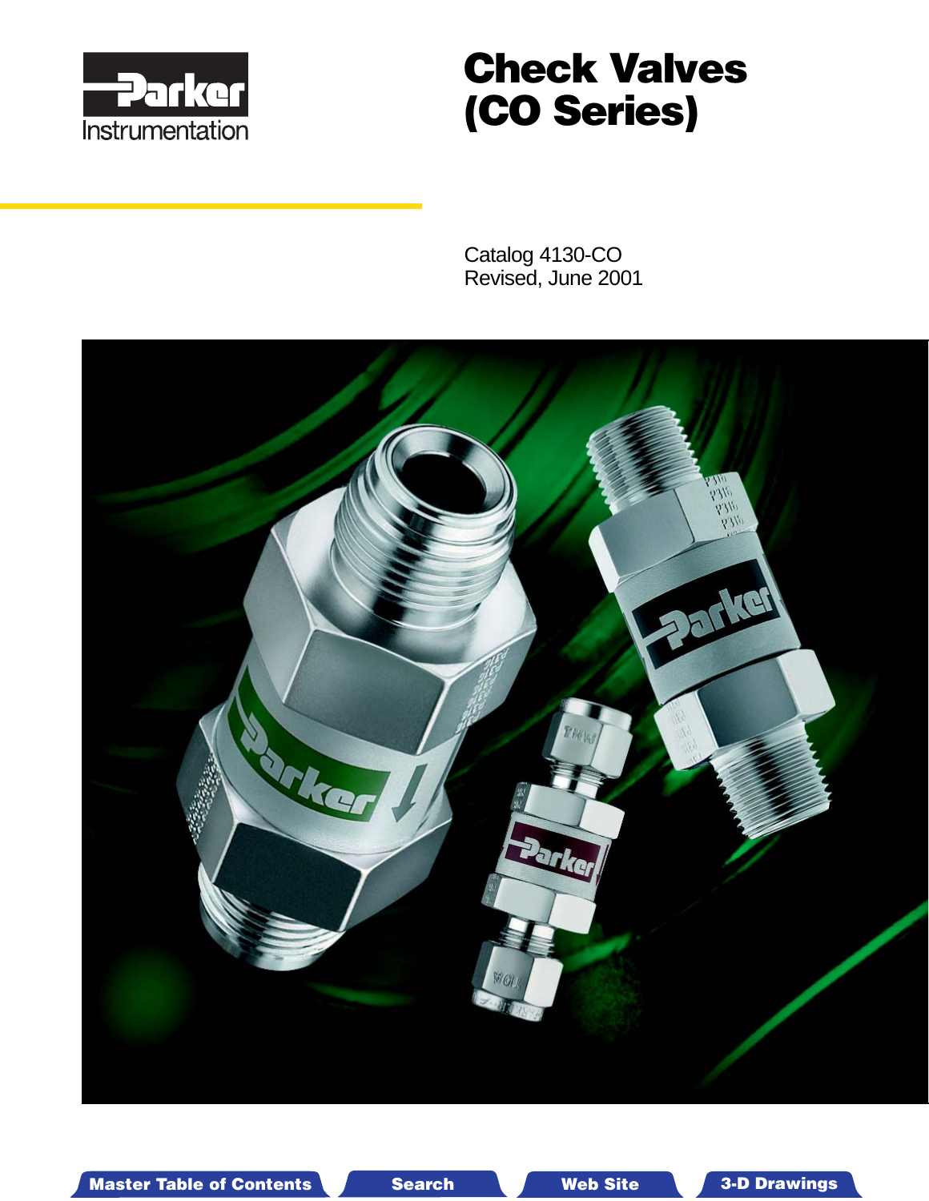Parker

Instrumentation

# Check Valves (CO Series)

Catalog 4130-CO
Revised, June 2001

Master Table of Contents | Search | Web Site | 3-D Drawings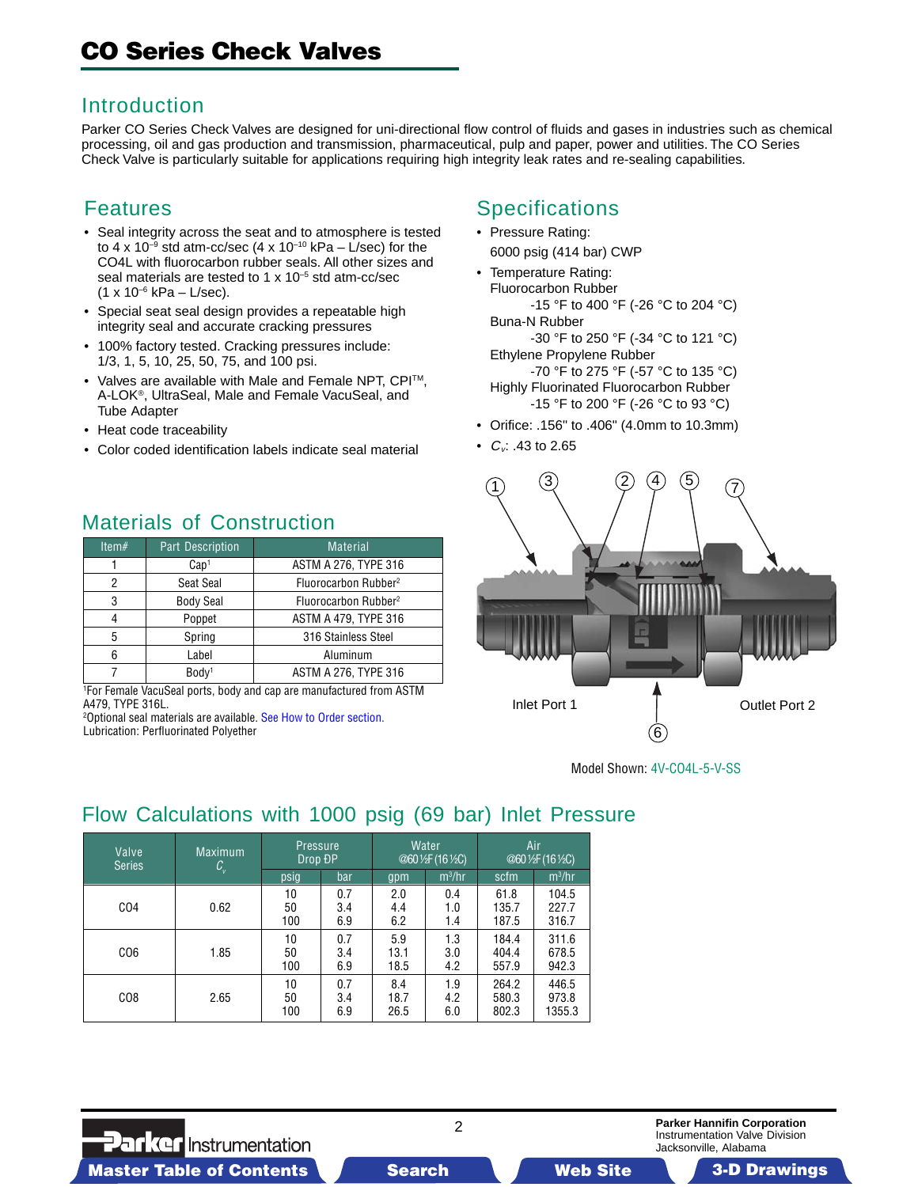# CO Series Check Valves

## Introduction

Parker CO Series Check Valves are designed for uni-directional flow control of fluids and gases in industries such as chemical processing, oil and gas production and transmission, pharmaceutical, pulp and paper, power and utilities. The CO Series Check Valve is particularly suitable for applications requiring high integrity leak rates and re-sealing capabilities.

## Features

- Seal integrity across the seat and to atmosphere is tested to 4 x $10^{-9}$ std atm-cc/sec (4 x $10^{-10}$ kPa – L/sec) for the CO4L with fluorocarbon rubber seals. All other sizes and seal materials are tested to 1 x $10^{-5}$ std atm-cc/sec (1 x $10^{-6}$ kPa – L/sec).
- Special seat seal design provides a repeatable high integrity seal and accurate cracking pressures
- 100% factory tested. Cracking pressures include: 1/3, 1, 5, 10, 25, 50, 75, and 100 psi.
- Valves are available with Male and Female NPT, CPI™, A-LOK®, UltraSeal, Male and Female VacuSeal, and Tube Adapter
- Heat code traceability
- Color coded identification labels indicate seal material

## Specifications

- Pressure Rating:
  6000 psig (414 bar) CWP
- Temperature Rating:
  Fluorocarbon Rubber
  -15 °F to 400 °F (-26 °C to 204 °C)
  Buna-N Rubber
  -30 °F to 250 °F (-34 °C to 121 °C)
  Ethylene Propylene Rubber
  -70 °F to 275 °F (-57 °C to 135 °C)
  Highly Fluorinated Fluorocarbon Rubber
  -15 °F to 200 °F (-26 °C to 93 °C)
- Orifice: .156" to .406" (4.0mm to 10.3mm)
- $C_v$: .43 to 2.65

## Materials of Construction

| Item# | Part Description | Material |
|---|---|---|
| 1 | Cap[1] | ASTM A 276, TYPE 316 |
| 2 | Seat Seal | Fluorocarbon Rubber[2] |
| 3 | Body Seal | Fluorocarbon Rubber[2] |
| 4 | Poppet | ASTM A 479, TYPE 316 |
| 5 | Spring | 316 Stainless Steel |
| 6 | Label | Aluminum |
| 7 | Body[1] | ASTM A 276, TYPE 316 |

[1]For Female VacuSeal ports, body and cap are manufactured from ASTM A479, TYPE 316L.
[2]Optional seal materials are available. See How to Order section.
Lubrication: Perfluorinated Polyether

Inlet Port 1 Outlet Port 2

Model Shown: 4V-CO4L-5-V-SS

## Flow Calculations with 1000 psig (69 bar) Inlet Pressure

| Valve Series | Maximum $C_v$ | Pressure Drop ΔP | | Water @60 ½F (16 ½C) | | Air @60 ½F (16 ½C) | |
|---|---|---|---|---|---|---|---|
| | | psig | bar | gpm | m³/hr | scfm | m³/hr |
| CO4 | 0.62 | 10<br>50<br>100 | 0.7<br>3.4<br>6.9 | 2.0<br>4.4<br>6.2 | 0.4<br>1.0<br>1.4 | 61.8<br>135.7<br>187.5 | 104.5<br>227.7<br>316.7 |
| CO6 | 1.85 | 10<br>50<br>100 | 0.7<br>3.4<br>6.9 | 5.9<br>13.1<br>18.5 | 1.3<br>3.0<br>4.2 | 184.4<br>404.4<br>557.9 | 311.6<br>678.5<br>942.3 |
| CO8 | 2.65 | 10<br>50<br>100 | 0.7<br>3.4<br>6.9 | 8.4<br>18.7<br>26.5 | 1.9<br>4.2<br>6.0 | 264.2<br>580.3<br>802.3 | 446.5<br>973.8<br>1355.3 |

Parker Hannifin Corporation
Instrumentation Valve Division
Jacksonville, Alabama

Master Table of Contents | Search | Web Site | 3-D Drawings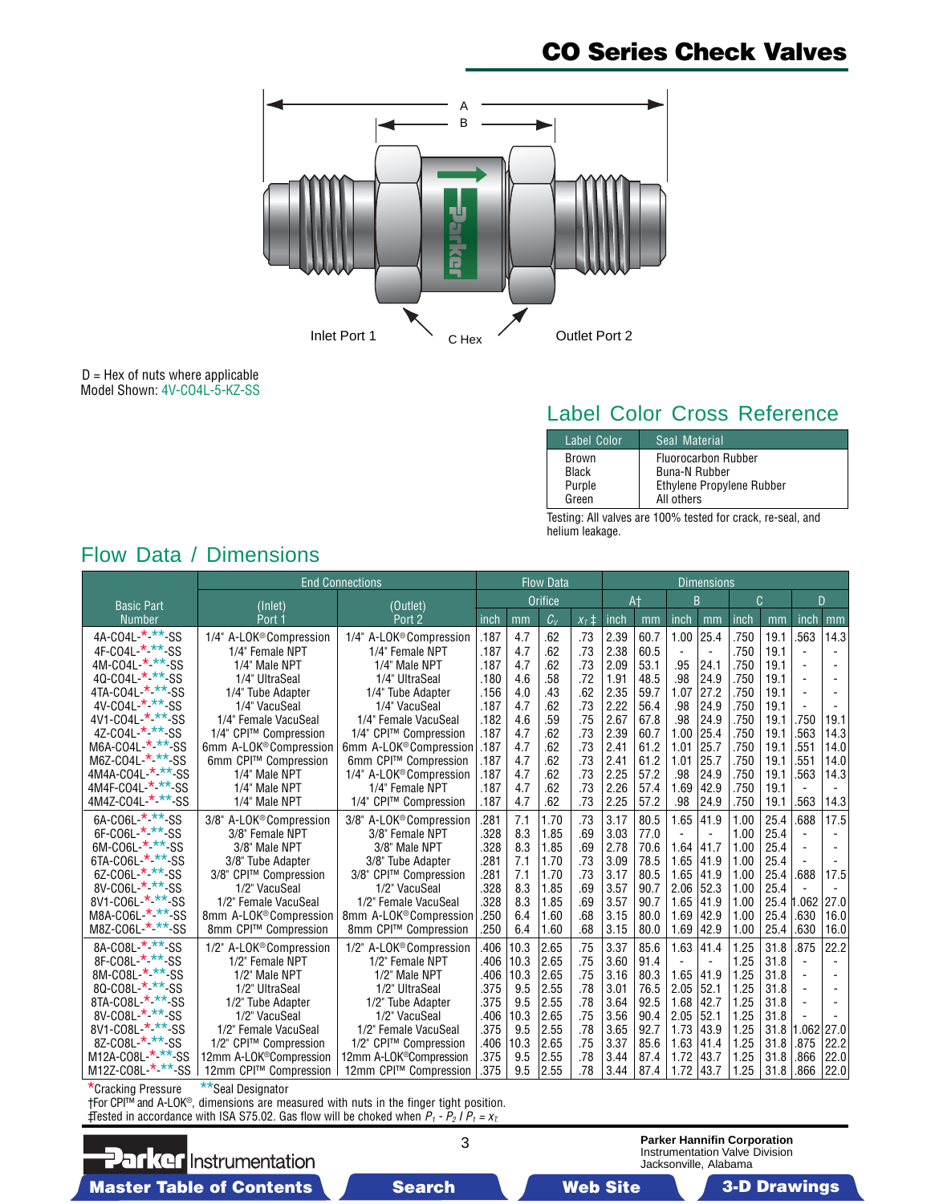# CO Series Check Valves

A

B

Inlet Port 1 | C Hex | Outlet Port 2

D = Hex of nuts where applicable
Model Shown: 4V-CO4L-5-KZ-SS

## Label Color Cross Reference

| Label Color | Seal Material |
|---|---|
| Brown | Fluorocarbon Rubber |
| Black | Buna-N Rubber |
| Purple | Ethylene Propylene Rubber |
| Green | All others |

Testing: All valves are 100% tested for crack, re-seal, and helium leakage.

## Flow Data / Dimensions

| Basic Part Number | End Connections | | Flow Data | | | | Dimensions | | | | | | | |
|---|---|---|---|---|---|---|---|---|---|---|---|---|---|---|
| | (Inlet) Port 1 | (Outlet) Port 2 | Orifice | | | | A† | | B | | C | | D | |
| | | | inch | mm | $C_V$ | $x_T$ ‡ | inch | mm | inch | mm | inch | mm | inch | mm |
| 4A-CO4L-*-**-SS | 1/4" A-LOK® Compression | 1/4" A-LOK® Compression | .187 | 4.7 | .62 | .73 | 2.39 | 60.7 | 1.00 | 25.4 | .750 | 19.1 | .563 | 14.3 |
| 4F-CO4L-*-**-SS | 1/4" Female NPT | 1/4" Female NPT | .187 | 4.7 | .62 | .73 | 2.38 | 60.5 | - | - | .750 | 19.1 | - | - |
| 4M-CO4L-*-**-SS | 1/4" Male NPT | 1/4" Male NPT | .187 | 4.7 | .62 | .73 | 2.09 | 53.1 | .95 | 24.1 | .750 | 19.1 | - | - |
| 4Q-CO4L-*-**-SS | 1/4" UltraSeal | 1/4" UltraSeal | .180 | 4.6 | .58 | .72 | 1.91 | 48.5 | .98 | 24.9 | .750 | 19.1 | - | - |
| 4TA-CO4L-*-**-SS | 1/4" Tube Adapter | 1/4" Tube Adapter | .156 | 4.0 | .43 | .62 | 2.35 | 59.7 | 1.07 | 27.2 | .750 | 19.1 | - | - |
| 4V-CO4L-*-**-SS | 1/4" VacuSeal | 1/4" VacuSeal | .187 | 4.7 | .62 | .73 | 2.22 | 56.4 | .98 | 24.9 | .750 | 19.1 | - | - |
| 4V1-CO4L-*-**-SS | 1/4" Female VacuSeal | 1/4" Female VacuSeal | .182 | 4.6 | .59 | .75 | 2.67 | 67.8 | .98 | 24.9 | .750 | 19.1 | .750 | 19.1 |
| 4Z-CO4L-*-**-SS | 1/4" CPI™ Compression | 1/4" CPI™ Compression | .187 | 4.7 | .62 | .73 | 2.39 | 60.7 | 1.00 | 25.4 | .750 | 19.1 | .563 | 14.3 |
| M6A-CO4L-*-**-SS | 6mm A-LOK® Compression | 6mm A-LOK® Compression | .187 | 4.7 | .62 | .73 | 2.41 | 61.2 | 1.01 | 25.7 | .750 | 19.1 | .551 | 14.0 |
| M6Z-CO4L-*-**-SS | 6mm CPI™ Compression | 6mm CPI™ Compression | .187 | 4.7 | .62 | .73 | 2.41 | 61.2 | 1.01 | 25.7 | .750 | 19.1 | .551 | 14.0 |
| 4M4A-CO4L-*-**-SS | 1/4" Male NPT | 1/4" A-LOK® Compression | .187 | 4.7 | .62 | .73 | 2.25 | 57.2 | .98 | 24.9 | .750 | 19.1 | .563 | 14.3 |
| 4M4F-CO4L-*-**-SS | 1/4" Male NPT | 1/4" Female NPT | .187 | 4.7 | .62 | .73 | 2.26 | 57.4 | 1.69 | 42.9 | .750 | 19.1 | - | - |
| 4M4Z-CO4L-*-**-SS | 1/4" Male NPT | 1/4" CPI™ Compression | .187 | 4.7 | .62 | .73 | 2.25 | 57.2 | .98 | 24.9 | .750 | 19.1 | .563 | 14.3 |
| 6A-CO6L-*-**-SS | 3/8" A-LOK® Compression | 3/8" A-LOK® Compression | .281 | 7.1 | 1.70 | .73 | 3.17 | 80.5 | 1.65 | 41.9 | 1.00 | 25.4 | .688 | 17.5 |
| 6F-CO6L-*-**-SS | 3/8" Female NPT | 3/8" Female NPT | .328 | 8.3 | 1.85 | .69 | 3.03 | 77.0 | - | - | 1.00 | 25.4 | - | - |
| 6M-CO6L-*-**-SS | 3/8" Male NPT | 3/8" Male NPT | .328 | 8.3 | 1.85 | .69 | 2.78 | 70.6 | 1.64 | 41.7 | 1.00 | 25.4 | - | - |
| 6TA-CO6L-*-**-SS | 3/8" Tube Adapter | 3/8" Tube Adapter | .281 | 7.1 | 1.70 | .73 | 3.09 | 78.5 | 1.65 | 41.9 | 1.00 | 25.4 | - | - |
| 6Z-CO6L-*-**-SS | 3/8" CPI™ Compression | 3/8" CPI™ Compression | .281 | 7.1 | 1.70 | .73 | 3.17 | 80.5 | 1.65 | 41.9 | 1.00 | 25.4 | .688 | 17.5 |
| 8V-CO6L-*-**-SS | 1/2" VacuSeal | 1/2" VacuSeal | .328 | 8.3 | 1.85 | .69 | 3.57 | 90.7 | 2.06 | 52.3 | 1.00 | 25.4 | - | - |
| 8V1-CO6L-*-**-SS | 1/2" Female VacuSeal | 1/2" Female VacuSeal | .328 | 8.3 | 1.85 | .69 | 3.57 | 90.7 | 1.65 | 41.9 | 1.00 | 25.4 | 1.062 | 27.0 |
| M8A-CO6L-*-**-SS | 8mm A-LOK® Compression | 8mm A-LOK® Compression | .250 | 6.4 | 1.60 | .68 | 3.15 | 80.0 | 1.69 | 42.9 | 1.00 | 25.4 | .630 | 16.0 |
| M8Z-CO6L-*-**-SS | 8mm CPI™ Compression | 8mm CPI™ Compression | .250 | 6.4 | 1.60 | .68 | 3.15 | 80.0 | 1.69 | 42.9 | 1.00 | 25.4 | .630 | 16.0 |
| 8A-CO8L-*-**-SS | 1/2" A-LOK® Compression | 1/2" A-LOK® Compression | .406 | 10.3 | 2.65 | .75 | 3.37 | 85.6 | 1.63 | 41.4 | 1.25 | 31.8 | .875 | 22.2 |
| 8F-CO8L-*-**-SS | 1/2" Female NPT | 1/2" Female NPT | .406 | 10.3 | 2.65 | .75 | 3.60 | 91.4 | - | - | 1.25 | 31.8 | - | - |
| 8M-CO8L-*-**-SS | 1/2" Male NPT | 1/2" Male NPT | .406 | 10.3 | 2.65 | .75 | 3.16 | 80.3 | 1.65 | 41.9 | 1.25 | 31.8 | - | - |
| 8Q-CO8L-*-**-SS | 1/2" UltraSeal | 1/2" UltraSeal | .375 | 9.5 | 2.55 | .78 | 3.01 | 76.5 | 2.05 | 52.1 | 1.25 | 31.8 | - | - |
| 8TA-CO8L-*-**-SS | 1/2" Tube Adapter | 1/2" Tube Adapter | .375 | 9.5 | 2.55 | .78 | 3.64 | 92.5 | 1.68 | 42.7 | 1.25 | 31.8 | - | - |
| 8V-CO8L-*-**-SS | 1/2" VacuSeal | 1/2" VacuSeal | .406 | 10.3 | 2.65 | .75 | 3.56 | 90.4 | 2.05 | 52.1 | 1.25 | 31.8 | - | - |
| 8V1-CO8L-*-**-SS | 1/2" Female VacuSeal | 1/2" Female VacuSeal | .375 | 9.5 | 2.55 | .78 | 3.65 | 92.7 | 1.73 | 43.9 | 1.25 | 31.8 | 1.062 | 27.0 |
| 8Z-CO8L-*-**-SS | 1/2" CPI™ Compression | 1/2" CPI™ Compression | .406 | 10.3 | 2.65 | .75 | 3.37 | 85.6 | 1.63 | 41.4 | 1.25 | 31.8 | .875 | 22.2 |
| M12A-CO8L-*-**-SS | 12mm A-LOK® Compression | 12mm A-LOK® Compression | .375 | 9.5 | 2.55 | .78 | 3.44 | 87.4 | 1.72 | 43.7 | 1.25 | 31.8 | .866 | 22.0 |
| M12Z-CO8L-*-**-SS | 12mm CPI™ Compression | 12mm CPI™ Compression | .375 | 9.5 | 2.55 | .78 | 3.44 | 87.4 | 1.72 | 43.7 | 1.25 | 31.8 | .866 | 22.0 |

*Cracking Pressure **Seal Designator

†For CPI™ and A-LOK®, dimensions are measured with nuts in the finger tight position.

‡Tested in accordance with ISA S75.02. Gas flow will be choked when $P_1 - P_2 / P_1 = x_T$

Parker Instrumentation

**Parker Hannifin Corporation**
Instrumentation Valve Division
Jacksonville, Alabama

Master Table of Contents | Search | Web Site | 3-D Drawings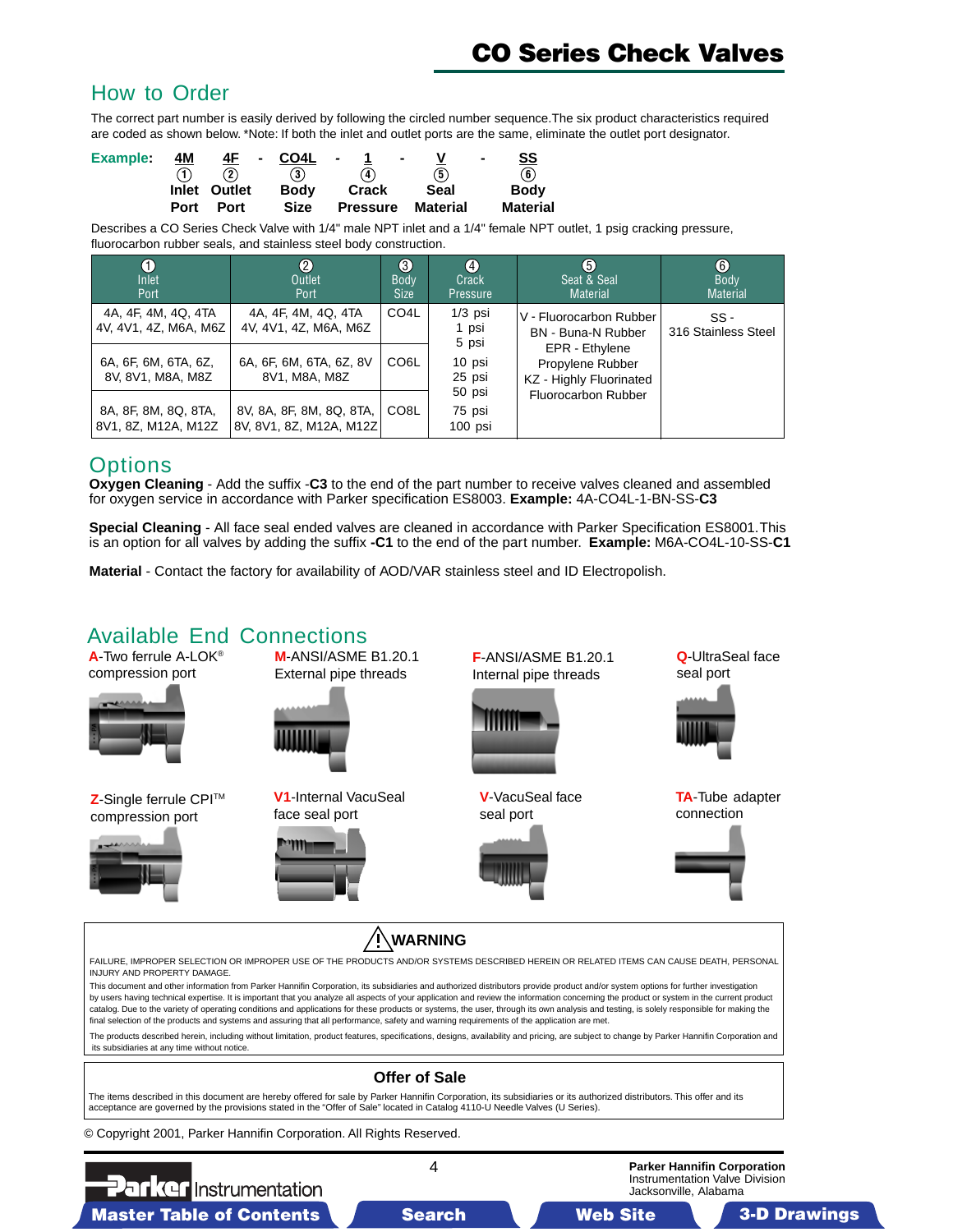# CO Series Check Valves

## How to Order

The correct part number is easily derived by following the circled number sequence.The six product characteristics required are coded as shown below. *Note: If both the inlet and outlet ports are the same, eliminate the outlet port designator.

**Example:**

| 4M | 4F | - | CO4L | - | 1 | - | V | - | SS |
|---|---|---|---|---|---|---|---|---|---|
| ① | ② | | ③ | | ④ | | ⑤ | | ⑥ |
| **Inlet Port** | **Outlet Port** | | **Body Size** | | **Crack Pressure** | | **Seal Material** | | **Body Material** |

Describes a CO Series Check Valve with 1/4" male NPT inlet and a 1/4" female NPT outlet, 1 psig cracking pressure, fluorocarbon rubber seals, and stainless steel body construction.

| ① Inlet Port | ② Outlet Port | ③ Body Size | ④ Crack Pressure | ⑤ Seat & Seal Material | ⑥ Body Material |
|---|---|---|---|---|---|
| 4A, 4F, 4M, 4Q, 4TA 4V, 4V1, 4Z, M6A, M6Z | 4A, 4F, 4M, 4Q, 4TA 4V, 4V1, 4Z, M6A, M6Z | CO4L | 1/3 psi 1 psi 5 psi | V - Fluorocarbon Rubber BN - Buna-N Rubber EPR - Ethylene Propylene Rubber KZ - Highly Fluorinated Fluorocarbon Rubber | SS - 316 Stainless Steel |
| 6A, 6F, 6M, 6TA, 6Z, 8V, 8V1, M8A, M8Z | 6A, 6F, 6M, 6TA, 6Z, 8V 8V1, M8A, M8Z | CO6L | 10 psi 25 psi 50 psi | | |
| 8A, 8F, 8M, 8Q, 8TA, 8V1, 8Z, M12A, M12Z | 8V, 8A, 8F, 8M, 8Q, 8TA, 8V, 8V1, 8Z, M12A, M12Z | CO8L | 75 psi 100 psi | | |

## Options

**Oxygen Cleaning** - Add the suffix -**C3** to the end of the part number to receive valves cleaned and assembled for oxygen service in accordance with Parker specification ES8003. **Example:** 4A-CO4L-1-BN-SS-**C3**

**Special Cleaning** - All face seal ended valves are cleaned in accordance with Parker Specification ES8001.This is an option for all valves by adding the suffix **-C1** to the end of the part number. **Example:** M6A-CO4L-10-SS-**C1**

**Material** - Contact the factory for availability of AOD/VAR stainless steel and ID Electropolish.

## Available End Connections

**A**-Two ferrule A-LOK® compression port

**M**-ANSI/ASME B1.20.1 External pipe threads

**F**-ANSI/ASME B1.20.1 Internal pipe threads

**Q**-UltraSeal face seal port

**Z**-Single ferrule CPI™ compression port

**V1**-Internal VacuSeal face seal port

**V**-VacuSeal face seal port

**TA**-Tube adapter connection

### ⚠ WARNING

FAILURE, IMPROPER SELECTION OR IMPROPER USE OF THE PRODUCTS AND/OR SYSTEMS DESCRIBED HEREIN OR RELATED ITEMS CAN CAUSE DEATH, PERSONAL INJURY AND PROPERTY DAMAGE.

This document and other information from Parker Hannifin Corporation, its subsidiaries and authorized distributors provide product and/or system options for further investigation by users having technical expertise. It is important that you analyze all aspects of your application and review the information concerning the product or system in the current product catalog. Due to the variety of operating conditions and applications for these products or systems, the user, through its own analysis and testing, is solely responsible for making the final selection of the products and systems and assuring that all performance, safety and warning requirements of the application are met.

The products described herein, including without limitation, product features, specifications, designs, availability and pricing, are subject to change by Parker Hannifin Corporation and its subsidiaries at any time without notice.

### Offer of Sale

The items described in this document are hereby offered for sale by Parker Hannifin Corporation, its subsidiaries or its authorized distributors. This offer and its acceptance are governed by the provisions stated in the "Offer of Sale" located in Catalog 4110-U Needle Valves (U Series).

© Copyright 2001, Parker Hannifin Corporation. All Rights Reserved.

Parker Instrumentation

Parker Hannifin Corporation
Instrumentation Valve Division
Jacksonville, Alabama

Master Table of Contents | Search | Web Site | 3-D Drawings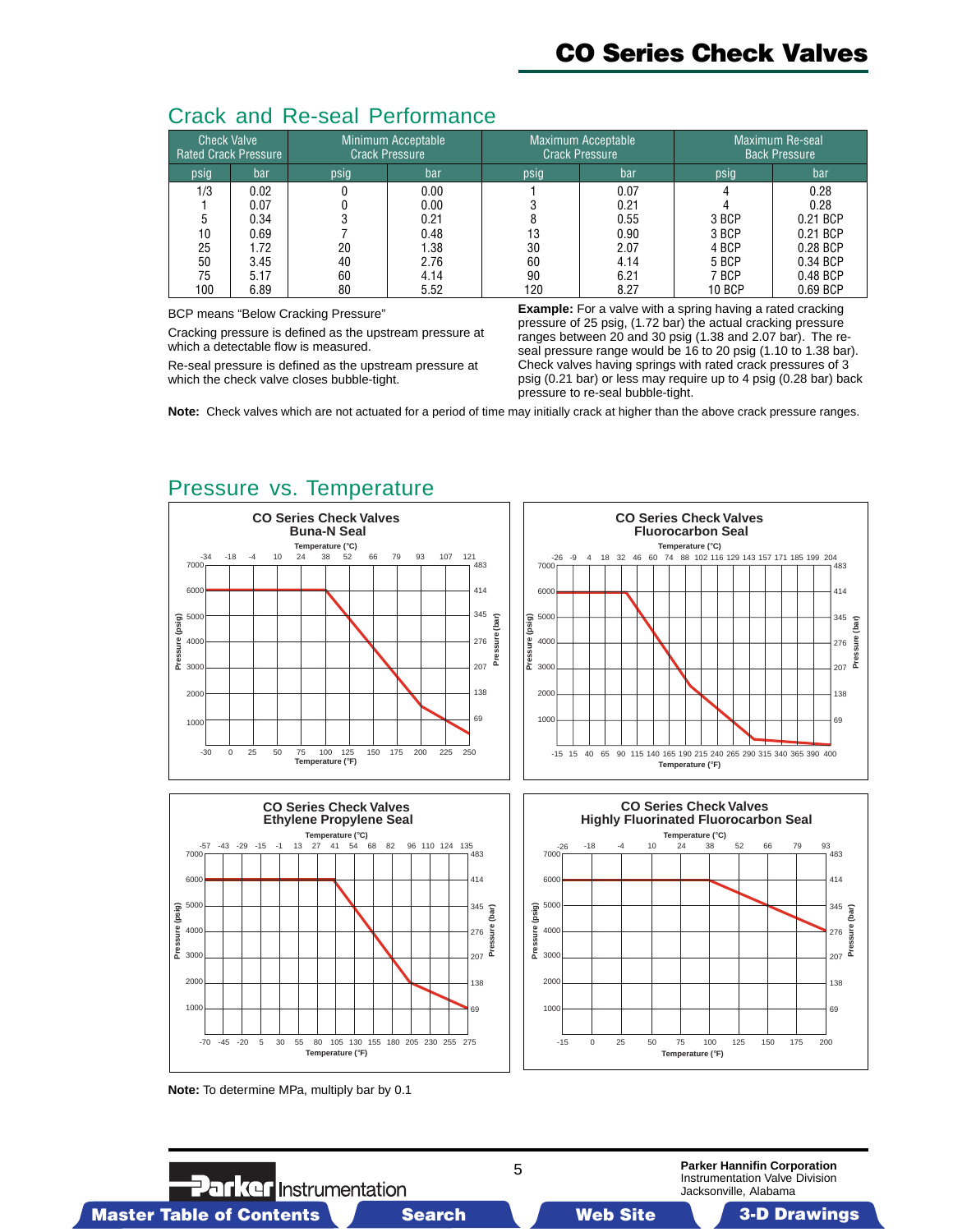# CO Series Check Valves

## Crack and Re-seal Performance

| Check Valve Rated Crack Pressure | | Minimum Acceptable Crack Pressure | | Maximum Acceptable Crack Pressure | | Maximum Re-seal Back Pressure | |
|---|---|---|---|---|---|---|---|
| psig | bar | psig | bar | psig | bar | psig | bar |
| 1/3 | 0.02 | 0 | 0.00 | 1 | 0.07 | 4 | 0.28 |
| 1 | 0.07 | 0 | 0.00 | 3 | 0.21 | 4 | 0.28 |
| 5 | 0.34 | 3 | 0.21 | 8 | 0.55 | 3 BCP | 0.21 BCP |
| 10 | 0.69 | 7 | 0.48 | 13 | 0.90 | 3 BCP | 0.21 BCP |
| 25 | 1.72 | 20 | 1.38 | 30 | 2.07 | 4 BCP | 0.28 BCP |
| 50 | 3.45 | 40 | 2.76 | 60 | 4.14 | 5 BCP | 0.34 BCP |
| 75 | 5.17 | 60 | 4.14 | 90 | 6.21 | 7 BCP | 0.48 BCP |
| 100 | 6.89 | 80 | 5.52 | 120 | 8.27 | 10 BCP | 0.69 BCP |

BCP means "Below Cracking Pressure"

Cracking pressure is defined as the upstream pressure at which a detectable flow is measured.

Re-seal pressure is defined as the upstream pressure at which the check valve closes bubble-tight.

**Example:** For a valve with a spring having a rated cracking pressure of 25 psig, (1.72 bar) the actual cracking pressure ranges between 20 and 30 psig (1.38 and 2.07 bar). The re-seal pressure range would be 16 to 20 psig (1.10 to 1.38 bar). Check valves having springs with rated crack pressures of 3 psig (0.21 bar) or less may require up to 4 psig (0.28 bar) back pressure to re-seal bubble-tight.

**Note:** Check valves which are not actuated for a period of time may initially crack at higher than the above crack pressure ranges.

## Pressure vs. Temperature

**CO Series Check Valves Buna-N Seal**

**CO Series Check Valves Fluorocarbon Seal**

**CO Series Check Valves Ethylene Propylene Seal**

**CO Series Check Valves Highly Fluorinated Fluorocarbon Seal**

**Note:** To determine MPa, multiply bar by 0.1

Parker Instrumentation

**Parker Hannifin Corporation**
Instrumentation Valve Division
Jacksonville, Alabama

Master Table of Contents | Search | Web Site | 3-D Drawings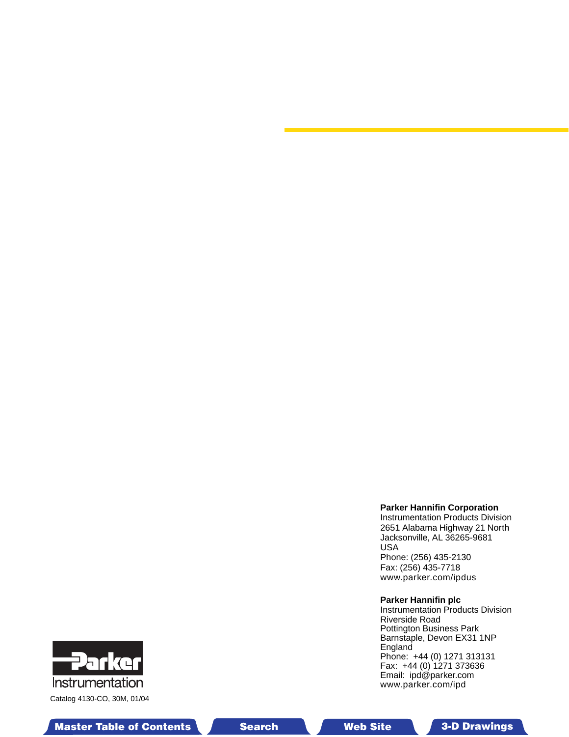**Parker Hannifin Corporation**
Instrumentation Products Division
2651 Alabama Highway 21 North
Jacksonville, AL 36265-9681
USA
Phone: (256) 435-2130
Fax: (256) 435-7718
www.parker.com/ipdus

**Parker Hannifin plc**
Instrumentation Products Division
Riverside Road
Pottington Business Park
Barnstaple, Devon EX31 1NP
England
Phone: +44 (0) 1271 313131
Fax: +44 (0) 1271 373636
Email: ipd@parker.com
www.parker.com/ipd

Parker Instrumentation

Catalog 4130-CO, 30M, 01/04

Master Table of Contents | Search | Web Site | 3-D Drawings